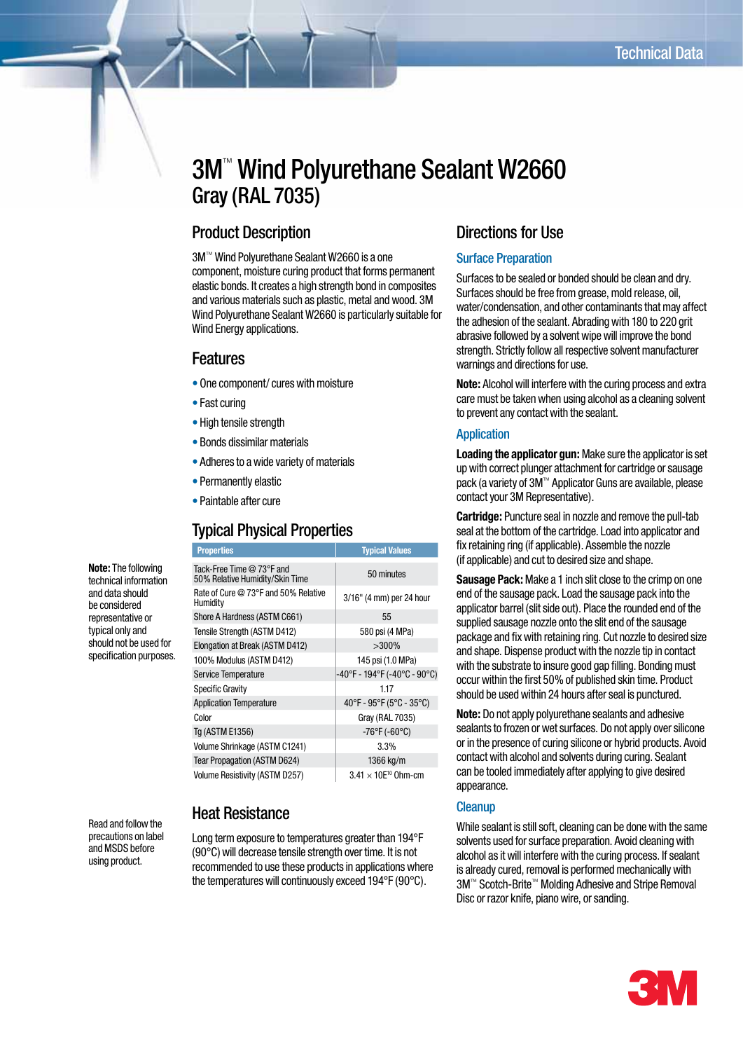Technical Data

# 3M™ Wind Polyurethane Sealant W2660

## Gray (RAL 7035)

## Product Description

3M™ Wind Polyurethane Sealant W2660 is a one component, moisture curing product that forms permanent elastic bonds. It creates a high strength bond in composites and various materials such as plastic, metal and wood. 3M Wind Polyurethane Sealant W2660 is particularly suitable for Wind Energy applications.

## Features

- One component/ cures with moisture
- Fast curing
- High tensile strength
- Bonds dissimilar materials
- Adheres to a wide variety of materials
- Permanently elastic
- Paintable after cure

## Typical Physical Properties

**Note:** The following technical information and data should be considered representative or typical only and should not be used for specification purposes.

| Properties | Typical Values |
|---|---|
| Tack-Free Time @ 73°F and 50% Relative Humidity/Skin Time | 50 minutes |
| Rate of Cure @ 73°F and 50% Relative Humidity | 3/16" (4 mm) per 24 hour |
| Shore A Hardness (ASTM C661) | 55 |
| Tensile Strength (ASTM D412) | 580 psi (4 MPa) |
| Elongation at Break (ASTM D412) | >300% |
| 100% Modulus (ASTM D412) | 145 psi (1.0 MPa) |
| Service Temperature | -40°F - 194°F (-40°C - 90°C) |
| Specific Gravity | 1.17 |
| Application Temperature | 40°F - 95°F (5°C - 35°C) |
| Color | Gray (RAL 7035) |
| Tg (ASTM E1356) | -76°F (-60°C) |
| Volume Shrinkage (ASTM C1241) | 3.3% |
| Tear Propagation (ASTM D624) | 1366 kg/m |
| Volume Resistivity (ASTM D257) | $3.41 \times 10E^{10}$ Ohm-cm |

Read and follow the precautions on label and MSDS before using product.

## Heat Resistance

Long term exposure to temperatures greater than 194°F (90°C) will decrease tensile strength over time. It is not recommended to use these products in applications where the temperatures will continuously exceed 194°F (90°C).

## Directions for Use

### Surface Preparation

Surfaces to be sealed or bonded should be clean and dry. Surfaces should be free from grease, mold release, oil, water/condensation, and other contaminants that may affect the adhesion of the sealant. Abrading with 180 to 220 grit abrasive followed by a solvent wipe will improve the bond strength. Strictly follow all respective solvent manufacturer warnings and directions for use.

**Note:** Alcohol will interfere with the curing process and extra care must be taken when using alcohol as a cleaning solvent to prevent any contact with the sealant.

### Application

**Loading the applicator gun:** Make sure the applicator is set up with correct plunger attachment for cartridge or sausage pack (a variety of 3M™ Applicator Guns are available, please contact your 3M Representative).

**Cartridge:** Puncture seal in nozzle and remove the pull-tab seal at the bottom of the cartridge. Load into applicator and fix retaining ring (if applicable). Assemble the nozzle (if applicable) and cut to desired size and shape.

**Sausage Pack:** Make a 1 inch slit close to the crimp on one end of the sausage pack. Load the sausage pack into the applicator barrel (slit side out). Place the rounded end of the supplied sausage nozzle onto the slit end of the sausage package and fix with retaining ring. Cut nozzle to desired size and shape. Dispense product with the nozzle tip in contact with the substrate to insure good gap filling. Bonding must occur within the first 50% of published skin time. Product should be used within 24 hours after seal is punctured.

**Note:** Do not apply polyurethane sealants and adhesive sealants to frozen or wet surfaces. Do not apply over silicone or in the presence of curing silicone or hybrid products. Avoid contact with alcohol and solvents during curing. Sealant can be tooled immediately after applying to give desired appearance.

### Cleanup

While sealant is still soft, cleaning can be done with the same solvents used for surface preparation. Avoid cleaning with alcohol as it will interfere with the curing process. If sealant is already cured, removal is performed mechanically with 3M™ Scotch-Brite™ Molding Adhesive and Stripe Removal Disc or razor knife, piano wire, or sanding.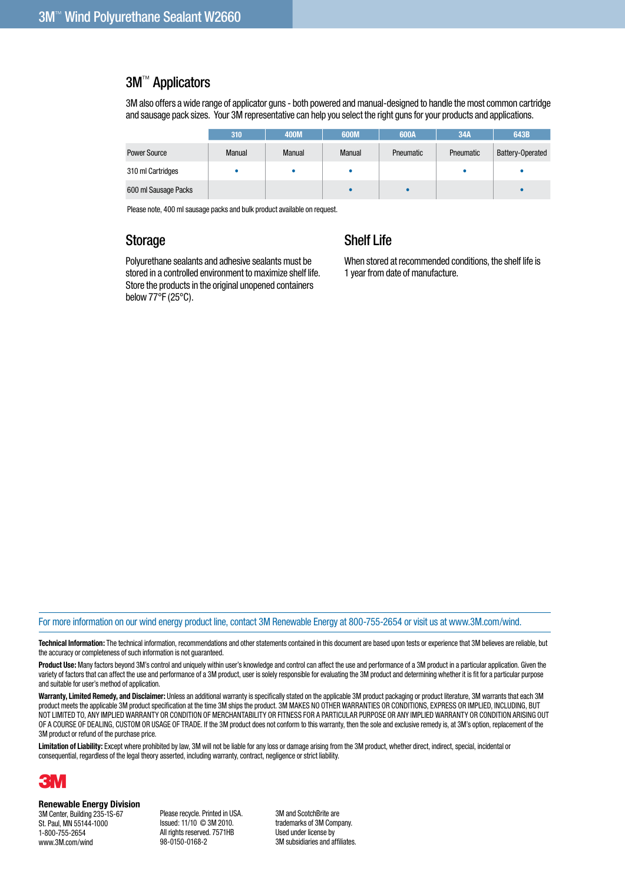## 3M™ Applicators

3M also offers a wide range of applicator guns - both powered and manual-designed to handle the most common cartridge and sausage pack sizes. Your 3M representative can help you select the right guns for your products and applications.

| | 310 | 400M | 600M | 600A | 34A | 643B |
|---|---|---|---|---|---|---|
| Power Source | Manual | Manual | Manual | Pneumatic | Pneumatic | Battery-Operated |
| 310 ml Cartridges | • | • | • | | • | • |
| 600 ml Sausage Packs | | | • | • | | • |

Please note, 400 ml sausage packs and bulk product available on request.

## Storage

Polyurethane sealants and adhesive sealants must be stored in a controlled environment to maximize shelf life. Store the products in the original unopened containers below 77°F (25°C).

## Shelf Life

When stored at recommended conditions, the shelf life is 1 year from date of manufacture.

For more information on our wind energy product line, contact 3M Renewable Energy at 800-755-2654 or visit us at www.3M.com/wind.

**Technical Information:** The technical information, recommendations and other statements contained in this document are based upon tests or experience that 3M believes are reliable, but the accuracy or completeness of such information is not guaranteed.

**Product Use:** Many factors beyond 3M's control and uniquely within user's knowledge and control can affect the use and performance of a 3M product in a particular application. Given the variety of factors that can affect the use and performance of a 3M product, user is solely responsible for evaluating the 3M product and determining whether it is fit for a particular purpose and suitable for user's method of application.

**Warranty, Limited Remedy, and Disclaimer:** Unless an additional warranty is specifically stated on the applicable 3M product packaging or product literature, 3M warrants that each 3M product meets the applicable 3M product specification at the time 3M ships the product. 3M MAKES NO OTHER WARRANTIES OR CONDITIONS, EXPRESS OR IMPLIED, INCLUDING, BUT NOT LIMITED TO, ANY IMPLIED WARRANTY OR CONDITION OF MERCHANTABILITY OR FITNESS FOR A PARTICULAR PURPOSE OR ANY IMPLIED WARRANTY OR CONDITION ARISING OUT OF A COURSE OF DEALING, CUSTOM OR USAGE OF TRADE. If the 3M product does not conform to this warranty, then the sole and exclusive remedy is, at 3M's option, replacement of the 3M product or refund of the purchase price.

**Limitation of Liability:** Except where prohibited by law, 3M will not be liable for any loss or damage arising from the 3M product, whether direct, indirect, special, incidental or consequential, regardless of the legal theory asserted, including warranty, contract, negligence or strict liability.

3M

**Renewable Energy Division**
3M Center, Building 235-1S-67
St. Paul, MN 55144-1000
1-800-755-2654
www.3M.com/wind

Please recycle. Printed in USA.
Issued: 11/10 © 3M 2010.
All rights reserved. 7571HB
98-0150-0168-2

3M and ScotchBrite are trademarks of 3M Company.
Used under license by 3M subsidiaries and affiliates.